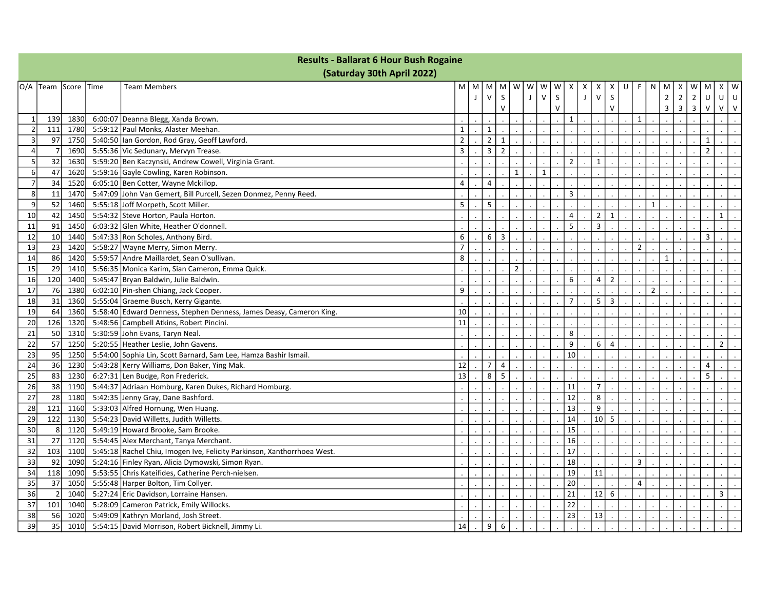# Results - Ballarat 6 Hour Bush Rogaine
## (Saturday 30th April 2022)

| O/A | Team | Score | Time | Team Members | M | MJ | MV | MSV | W | WJ | WV | WSV | X | XJ | XV | XSV | U | F | N | M23 | X23 | W23 | MUV | XUV | WUV |
|---|---|---|---|---|---|---|---|---|---|---|---|---|---|---|---|---|---|---|---|---|---|---|---|---|---|
| 1 | 139 | 1830 | 6:00:07 | Deanna Blegg, Xanda Brown. | . | . | . | . | . | . | . | . | 1 | . | . | . | . | 1 | . | . | . | . | . | . | . |
| 2 | 111 | 1780 | 5:59:12 | Paul Monks, Alaster Meehan. | 1 | . | 1 | . | . | . | . | . | . | . | . | . | . | . | . | . | . | . | . | . | . |
| 3 | 97 | 1750 | 5:40:50 | Ian Gordon, Rod Gray, Geoff Lawford. | 2 | . | 2 | 1 | . | . | . | . | . | . | . | . | . | . | . | . | . | . | 1 | . | . |
| 4 | 7 | 1690 | 5:55:36 | Vic Sedunary, Mervyn Trease. | 3 | . | 3 | 2 | . | . | . | . | . | . | . | . | . | . | . | . | . | . | 2 | . | . |
| 5 | 32 | 1630 | 5:59:20 | Ben Kaczynski, Andrew Cowell, Virginia Grant. | . | . | . | . | . | . | . | . | 2 | . | 1 | . | . | . | . | . | . | . | . | . | . |
| 6 | 47 | 1620 | 5:59:16 | Gayle Cowling, Karen Robinson. | . | . | . | . | 1 | . | 1 | . | . | . | . | . | . | . | . | . | . | . | . | . | . |
| 7 | 34 | 1520 | 6:05:10 | Ben Cotter, Wayne Mckillop. | 4 | . | 4 | . | . | . | . | . | . | . | . | . | . | . | . | . | . | . | . | . | . |
| 8 | 11 | 1470 | 5:47:09 | John Van Gemert, Bill Purcell, Sezen Donmez, Penny Reed. | . | . | . | . | . | . | . | . | 3 | . | . | . | . | . | . | . | . | . | . | . | . |
| 9 | 52 | 1460 | 5:55:18 | Joff Morpeth, Scott Miller. | 5 | . | 5 | . | . | . | . | . | . | . | . | . | . | . | 1 | . | . | . | . | . | . |
| 10 | 42 | 1450 | 5:54:32 | Steve Horton, Paula Horton. | . | . | . | . | . | . | . | . | 4 | . | 2 | 1 | . | . | . | . | . | . | . | 1 | . |
| 11 | 91 | 1450 | 6:03:32 | Glen White, Heather O'donnell. | . | . | . | . | . | . | . | . | 5 | . | 3 | . | . | . | . | . | . | . | . | . | . |
| 12 | 10 | 1440 | 5:47:33 | Ron Scholes, Anthony Bird. | 6 | . | 6 | 3 | . | . | . | . | . | . | . | . | . | . | . | . | . | . | 3 | . | . |
| 13 | 23 | 1420 | 5:58:27 | Wayne Merry, Simon Merry. | 7 | . | . | . | . | . | . | . | . | . | . | . | . | 2 | . | . | . | . | . | . | . |
| 14 | 86 | 1420 | 5:59:57 | Andre Maillardet, Sean O'sullivan. | 8 | . | . | . | . | . | . | . | . | . | . | . | . | . | . | 1 | . | . | . | . | . |
| 15 | 29 | 1410 | 5:56:35 | Monica Karim, Sian Cameron, Emma Quick. | . | . | . | . | 2 | . | . | . | . | . | . | . | . | . | . | . | . | . | . | . | . |
| 16 | 120 | 1400 | 5:45:47 | Bryan Baldwin, Julie Baldwin. | . | . | . | . | . | . | . | . | 6 | . | 4 | 2 | . | . | . | . | . | . | . | . | . |
| 17 | 76 | 1380 | 6:02:10 | Pin-shen Chiang, Jack Cooper. | 9 | . | . | . | . | . | . | . | . | . | . | . | . | . | 2 | . | . | . | . | . | . |
| 18 | 31 | 1360 | 5:55:04 | Graeme Busch, Kerry Gigante. | . | . | . | . | . | . | . | . | 7 | . | 5 | 3 | . | . | . | . | . | . | . | . | . |
| 19 | 64 | 1360 | 5:58:40 | Edward Denness, Stephen Denness, James Deasy, Cameron King. | 10 | . | . | . | . | . | . | . | . | . | . | . | . | . | . | . | . | . | . | . | . |
| 20 | 126 | 1320 | 5:48:56 | Campbell Atkins, Robert Pincini. | 11 | . | . | . | . | . | . | . | . | . | . | . | . | . | . | . | . | . | . | . | . |
| 21 | 50 | 1310 | 5:30:59 | John Evans, Taryn Neal. | . | . | . | . | . | . | . | . | 8 | . | . | . | . | . | . | . | . | . | . | . | . |
| 22 | 57 | 1250 | 5:20:55 | Heather Leslie, John Gavens. | . | . | . | . | . | . | . | . | 9 | . | 6 | 4 | . | . | . | . | . | . | . | 2 | . |
| 23 | 95 | 1250 | 5:54:00 | Sophia Lin, Scott Barnard, Sam Lee, Hamza Bashir Ismail. | . | . | . | . | . | . | . | . | 10 | . | . | . | . | . | . | . | . | . | . | . | . |
| 24 | 36 | 1230 | 5:43:28 | Kerry Williams, Don Baker, Ying Mak. | 12 | . | 7 | 4 | . | . | . | . | . | . | . | . | . | . | . | . | . | . | 4 | . | . |
| 25 | 83 | 1230 | 6:27:31 | Len Budge, Ron Frederick. | 13 | . | 8 | 5 | . | . | . | . | . | . | . | . | . | . | . | . | . | . | 5 | . | . |
| 26 | 38 | 1190 | 5:44:37 | Adriaan Homburg, Karen Dukes, Richard Homburg. | . | . | . | . | . | . | . | . | 11 | . | 7 | . | . | . | . | . | . | . | . | . | . |
| 27 | 28 | 1180 | 5:42:35 | Jenny Gray, Dane Bashford. | . | . | . | . | . | . | . | . | 12 | . | 8 | . | . | . | . | . | . | . | . | . | . |
| 28 | 121 | 1160 | 5:33:03 | Alfred Hornung, Wen Huang. | . | . | . | . | . | . | . | . | 13 | . | 9 | . | . | . | . | . | . | . | . | . | . |
| 29 | 122 | 1130 | 5:54:23 | David Willetts, Judith Willetts. | . | . | . | . | . | . | . | . | 14 | . | 10 | 5 | . | . | . | . | . | . | . | . | . |
| 30 | 8 | 1120 | 5:49:19 | Howard Brooke, Sam Brooke. | . | . | . | . | . | . | . | . | 15 | . | . | . | . | . | . | . | . | . | . | . | . |
| 31 | 27 | 1120 | 5:54:45 | Alex Merchant, Tanya Merchant. | . | . | . | . | . | . | . | . | 16 | . | . | . | . | . | . | . | . | . | . | . | . |
| 32 | 103 | 1100 | 5:45:18 | Rachel Chiu, Imogen Ive, Felicity Parkinson, Xanthorrhoea West. | . | . | . | . | . | . | . | . | 17 | . | . | . | . | . | . | . | . | . | . | . | . |
| 33 | 92 | 1090 | 5:24:16 | Finley Ryan, Alicia Dymowski, Simon Ryan. | . | . | . | . | . | . | . | . | 18 | . | . | . | . | 3 | . | . | . | . | . | . | . |
| 34 | 118 | 1090 | 5:53:55 | Chris Kateifides, Catherine Perch-nielsen. | . | . | . | . | . | . | . | . | 19 | . | 11 | . | . | . | . | . | . | . | . | . | . |
| 35 | 37 | 1050 | 5:55:48 | Harper Bolton, Tim Collyer. | . | . | . | . | . | . | . | . | 20 | . | . | . | . | 4 | . | . | . | . | . | . | . |
| 36 | 2 | 1040 | 5:27:24 | Eric Davidson, Lorraine Hansen. | . | . | . | . | . | . | . | . | 21 | . | 12 | 6 | . | . | . | . | . | . | . | 3 | . |
| 37 | 101 | 1040 | 5:28:09 | Cameron Patrick, Emily Willocks. | . | . | . | . | . | . | . | . | 22 | . | . | . | . | . | . | . | . | . | . | . | . |
| 38 | 56 | 1020 | 5:49:09 | Kathryn Morland, Josh Street. | . | . | . | . | . | . | . | . | 23 | . | 13 | . | . | . | . | . | . | . | . | . | . |
| 39 | 35 | 1010 | 5:54:15 | David Morrison, Robert Bicknell, Jimmy Li. | 14 | . | 9 | 6 | . | . | . | . | . | . | . | . | . | . | . | . | . | . | . | . | . |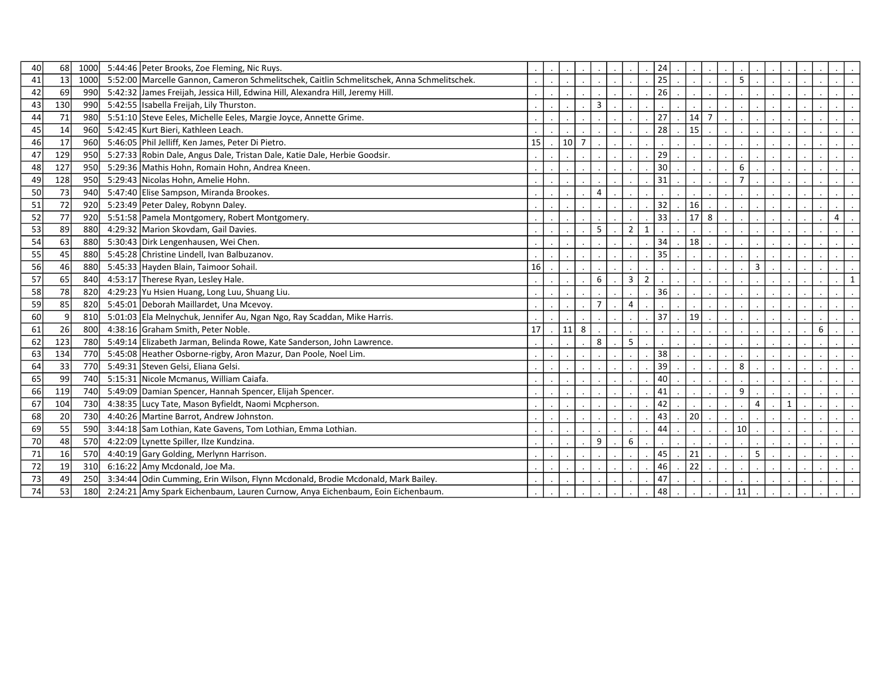| | | | | | | | | | | | | | | | | | | | | | | | | | |
|---|---|---|---|---|---|---|---|---|---|---|---|---|---|---|---|---|---|---|---|---|---|---|---|---|---|
| 40 | 68 | 1000 | 5:44:46 | Peter Brooks, Zoe Fleming, Nic Ruys. | . | . | . | . | . | . | . | . | 24 | . | . | . | . | . | . | . | . | . | . | . | . |
| 41 | 13 | 1000 | 5:52:00 | Marcelle Gannon, Cameron Schmelitschek, Caitlin Schmelitschek, Anna Schmelitschek. | . | . | . | . | . | . | . | . | 25 | . | . | . | . | 5 | . | . | . | . | . | . | . |
| 42 | 69 | 990 | 5:42:32 | James Freijah, Jessica Hill, Edwina Hill, Alexandra Hill, Jeremy Hill. | . | . | . | . | . | . | . | . | 26 | . | . | . | . | . | . | . | . | . | . | . | . |
| 43 | 130 | 990 | 5:42:55 | Isabella Freijah, Lily Thurston. | . | . | . | . | 3 | . | . | . | . | . | . | . | . | . | . | . | . | . | . | . | . |
| 44 | 71 | 980 | 5:51:10 | Steve Eeles, Michelle Eeles, Margie Joyce, Annette Grime. | . | . | . | . | . | . | . | . | 27 | . | 14 | 7 | . | . | . | . | . | . | . | . | . |
| 45 | 14 | 960 | 5:42:45 | Kurt Bieri, Kathleen Leach. | . | . | . | . | . | . | . | . | 28 | . | 15 | . | . | . | . | . | . | . | . | . | . |
| 46 | 17 | 960 | 5:46:05 | Phil Jelliff, Ken James, Peter Di Pietro. | 15 | . | 10 | 7 | . | . | . | . | . | . | . | . | . | . | . | . | . | . | . | . | . |
| 47 | 129 | 950 | 5:27:33 | Robin Dale, Angus Dale, Tristan Dale, Katie Dale, Herbie Goodsir. | . | . | . | . | . | . | . | . | 29 | . | . | . | . | . | . | . | . | . | . | . | . |
| 48 | 127 | 950 | 5:29:36 | Mathis Hohn, Romain Hohn, Andrea Kneen. | . | . | . | . | . | . | . | . | 30 | . | . | . | . | 6 | . | . | . | . | . | . | . |
| 49 | 128 | 950 | 5:29:43 | Nicolas Hohn, Amelie Hohn. | . | . | . | . | . | . | . | . | 31 | . | . | . | . | 7 | . | . | . | . | . | . | . |
| 50 | 73 | 940 | 5:47:40 | Elise Sampson, Miranda Brookes. | . | . | . | . | 4 | . | . | . | . | . | . | . | . | . | . | . | . | . | . | . | . |
| 51 | 72 | 920 | 5:23:49 | Peter Daley, Robynn Daley. | . | . | . | . | . | . | . | . | 32 | . | 16 | . | . | . | . | . | . | . | . | . | . |
| 52 | 77 | 920 | 5:51:58 | Pamela Montgomery, Robert Montgomery. | . | . | . | . | . | . | . | . | 33 | . | 17 | 8 | . | . | . | . | . | . | . | 4 | . |
| 53 | 89 | 880 | 4:29:32 | Marion Skovdam, Gail Davies. | . | . | . | . | 5 | . | 2 | 1 | . | . | . | . | . | . | . | . | . | . | . | . | . |
| 54 | 63 | 880 | 5:30:43 | Dirk Lengenhausen, Wei Chen. | . | . | . | . | . | . | . | . | 34 | . | 18 | . | . | . | . | . | . | . | . | . | . |
| 55 | 45 | 880 | 5:45:28 | Christine Lindell, Ivan Balbuzanov. | . | . | . | . | . | . | . | . | 35 | . | . | . | . | . | . | . | . | . | . | . | . |
| 56 | 46 | 880 | 5:45:33 | Hayden Blain, Taimoor Sohail. | 16 | . | . | . | . | . | . | . | . | . | . | . | . | . | 3 | . | . | . | . | . | . |
| 57 | 65 | 840 | 4:53:17 | Therese Ryan, Lesley Hale. | . | . | . | . | 6 | . | 3 | 2 | . | . | . | . | . | . | . | . | . | . | . | . | 1 |
| 58 | 78 | 820 | 4:29:23 | Yu Hsien Huang, Long Luu, Shuang Liu. | . | . | . | . | . | . | . | . | 36 | . | . | . | . | . | . | . | . | . | . | . | . |
| 59 | 85 | 820 | 5:45:01 | Deborah Maillardet, Una Mcevoy. | . | . | . | . | 7 | . | 4 | . | . | . | . | . | . | . | . | . | . | . | . | . | . |
| 60 | 9 | 810 | 5:01:03 | Ela Melnychuk, Jennifer Au, Ngan Ngo, Ray Scaddan, Mike Harris. | . | . | . | . | . | . | . | . | 37 | . | 19 | . | . | . | . | . | . | . | . | . | . |
| 61 | 26 | 800 | 4:38:16 | Graham Smith, Peter Noble. | 17 | . | 11 | 8 | . | . | . | . | . | . | . | . | . | . | . | . | . | . | 6 | . | . |
| 62 | 123 | 780 | 5:49:14 | Elizabeth Jarman, Belinda Rowe, Kate Sanderson, John Lawrence. | . | . | . | . | 8 | . | 5 | . | . | . | . | . | . | . | . | . | . | . | . | . | . |
| 63 | 134 | 770 | 5:45:08 | Heather Osborne-rigby, Aron Mazur, Dan Poole, Noel Lim. | . | . | . | . | . | . | . | . | 38 | . | . | . | . | . | . | . | . | . | . | . | . |
| 64 | 33 | 770 | 5:49:31 | Steven Gelsi, Eliana Gelsi. | . | . | . | . | . | . | . | . | 39 | . | . | . | . | 8 | . | . | . | . | . | . | . |
| 65 | 99 | 740 | 5:15:31 | Nicole Mcmanus, William Caiafa. | . | . | . | . | . | . | . | . | 40 | . | . | . | . | . | . | . | . | . | . | . | . |
| 66 | 119 | 740 | 5:49:09 | Damian Spencer, Hannah Spencer, Elijah Spencer. | . | . | . | . | . | . | . | . | 41 | . | . | . | . | 9 | . | . | . | . | . | . | . |
| 67 | 104 | 730 | 4:38:35 | Lucy Tate, Mason Byfieldt, Naomi Mcpherson. | . | . | . | . | . | . | . | . | 42 | . | . | . | . | . | 4 | . | 1 | . | . | . | . |
| 68 | 20 | 730 | 4:40:26 | Martine Barrot, Andrew Johnston. | . | . | . | . | . | . | . | . | 43 | . | 20 | . | . | . | . | . | . | . | . | . | . |
| 69 | 55 | 590 | 3:44:18 | Sam Lothian, Kate Gavens, Tom Lothian, Emma Lothian. | . | . | . | . | . | . | . | . | 44 | . | . | . | . | 10 | . | . | . | . | . | . | . |
| 70 | 48 | 570 | 4:22:09 | Lynette Spiller, Ilze Kundzina. | . | . | . | . | 9 | . | 6 | . | . | . | . | . | . | . | . | . | . | . | . | . | . |
| 71 | 16 | 570 | 4:40:19 | Gary Golding, Merlynn Harrison. | . | . | . | . | . | . | . | . | 45 | . | 21 | . | . | . | 5 | . | . | . | . | . | . |
| 72 | 19 | 310 | 6:16:22 | Amy Mcdonald, Joe Ma. | . | . | . | . | . | . | . | . | 46 | . | 22 | . | . | . | . | . | . | . | . | . | . |
| 73 | 49 | 250 | 3:34:44 | Odin Cumming, Erin Wilson, Flynn Mcdonald, Brodie Mcdonald, Mark Bailey. | . | . | . | . | . | . | . | . | 47 | . | . | . | . | . | . | . | . | . | . | . | . |
| 74 | 53 | 180 | 2:24:21 | Amy Spark Eichenbaum, Lauren Curnow, Anya Eichenbaum, Eoin Eichenbaum. | . | . | . | . | . | . | . | . | 48 | . | . | . | . | 11 | . | . | . | . | . | . | . |